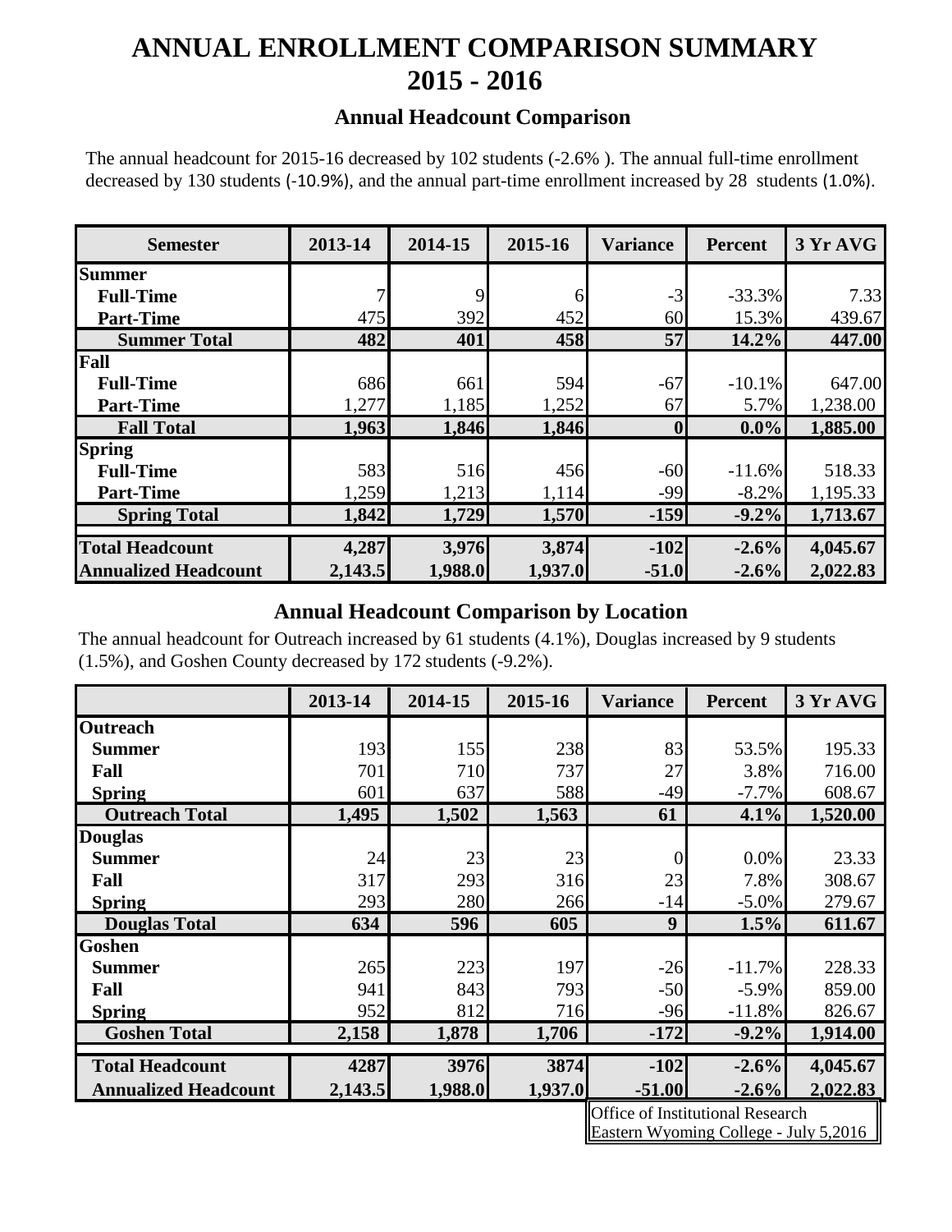# ANNUAL ENROLLMENT COMPARISON SUMMARY
# 2015 - 2016

### Annual Headcount Comparison

The annual headcount for 2015-16 decreased by 102 students (-2.6% ). The annual full-time enrollment decreased by 130 students (-10.9%), and the annual part-time enrollment increased by 28 students (1.0%).

| Semester | 2013-14 | 2014-15 | 2015-16 | Variance | Percent | 3 Yr AVG |
|---|---|---|---|---|---|---|
| **Summer** | | | | | | |
| **Full-Time** | 7 | 9 | 6 | -3 | -33.3% | 7.33 |
| **Part-Time** | 475 | 392 | 452 | 60 | 15.3% | 439.67 |
| **Summer Total** | **482** | **401** | **458** | **57** | **14.2%** | **447.00** |
| **Fall** | | | | | | |
| **Full-Time** | 686 | 661 | 594 | -67 | -10.1% | 647.00 |
| **Part-Time** | 1,277 | 1,185 | 1,252 | 67 | 5.7% | 1,238.00 |
| **Fall Total** | **1,963** | **1,846** | **1,846** | **0** | **0.0%** | **1,885.00** |
| **Spring** | | | | | | |
| **Full-Time** | 583 | 516 | 456 | -60 | -11.6% | 518.33 |
| **Part-Time** | 1,259 | 1,213 | 1,114 | -99 | -8.2% | 1,195.33 |
| **Spring Total** | **1,842** | **1,729** | **1,570** | **-159** | **-9.2%** | **1,713.67** |
| **Total Headcount** | **4,287** | **3,976** | **3,874** | **-102** | **-2.6%** | **4,045.67** |
| **Annualized Headcount** | **2,143.5** | **1,988.0** | **1,937.0** | **-51.0** | **-2.6%** | **2,022.83** |

### Annual Headcount Comparison by Location

The annual headcount for Outreach increased by 61 students (4.1%), Douglas increased by 9 students (1.5%), and Goshen County decreased by 172 students (-9.2%).

| | 2013-14 | 2014-15 | 2015-16 | Variance | Percent | 3 Yr AVG |
|---|---|---|---|---|---|---|
| **Outreach** | | | | | | |
| **Summer** | 193 | 155 | 238 | 83 | 53.5% | 195.33 |
| **Fall** | 701 | 710 | 737 | 27 | 3.8% | 716.00 |
| **Spring** | 601 | 637 | 588 | -49 | -7.7% | 608.67 |
| **Outreach Total** | **1,495** | **1,502** | **1,563** | **61** | **4.1%** | **1,520.00** |
| **Douglas** | | | | | | |
| **Summer** | 24 | 23 | 23 | 0 | 0.0% | 23.33 |
| **Fall** | 317 | 293 | 316 | 23 | 7.8% | 308.67 |
| **Spring** | 293 | 280 | 266 | -14 | -5.0% | 279.67 |
| **Douglas Total** | **634** | **596** | **605** | **9** | **1.5%** | **611.67** |
| **Goshen** | | | | | | |
| **Summer** | 265 | 223 | 197 | -26 | -11.7% | 228.33 |
| **Fall** | 941 | 843 | 793 | -50 | -5.9% | 859.00 |
| **Spring** | 952 | 812 | 716 | -96 | -11.8% | 826.67 |
| **Goshen Total** | **2,158** | **1,878** | **1,706** | **-172** | **-9.2%** | **1,914.00** |
| **Total Headcount** | **4287** | **3976** | **3874** | **-102** | **-2.6%** | **4,045.67** |
| **Annualized Headcount** | **2,143.5** | **1,988.0** | **1,937.0** | **-51.00** | **-2.6%** | **2,022.83** |

Office of Institutional Research
Eastern Wyoming College - July 5,2016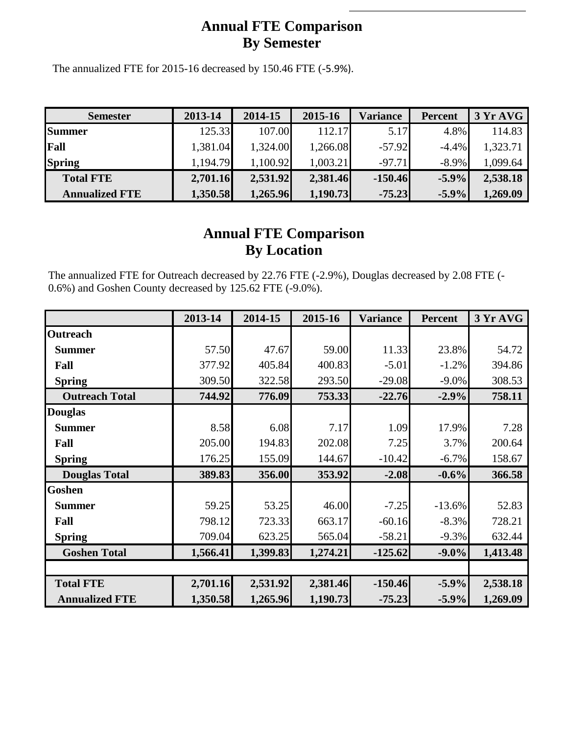# Annual FTE Comparison
# By Semester

The annualized FTE for 2015-16 decreased by 150.46 FTE (-5.9%).

| Semester | 2013-14 | 2014-15 | 2015-16 | Variance | Percent | 3 Yr AVG |
|---|---|---|---|---|---|---|
| **Summer** | 125.33 | 107.00 | 112.17 | 5.17 | 4.8% | 114.83 |
| **Fall** | 1,381.04 | 1,324.00 | 1,266.08 | -57.92 | -4.4% | 1,323.71 |
| **Spring** | 1,194.79 | 1,100.92 | 1,003.21 | -97.71 | -8.9% | 1,099.64 |
| **Total FTE** | **2,701.16** | **2,531.92** | **2,381.46** | **-150.46** | **-5.9%** | **2,538.18** |
| **Annualized FTE** | **1,350.58** | **1,265.96** | **1,190.73** | **-75.23** | **-5.9%** | **1,269.09** |

# Annual FTE Comparison
# By Location

The annualized FTE for Outreach decreased by 22.76 FTE (-2.9%), Douglas decreased by 2.08 FTE (-0.6%) and Goshen County decreased by 125.62 FTE (-9.0%).

| | 2013-14 | 2014-15 | 2015-16 | Variance | Percent | 3 Yr AVG |
|---|---|---|---|---|---|---|
| **Outreach** | | | | | | |
| **Summer** | 57.50 | 47.67 | 59.00 | 11.33 | 23.8% | 54.72 |
| **Fall** | 377.92 | 405.84 | 400.83 | -5.01 | -1.2% | 394.86 |
| **Spring** | 309.50 | 322.58 | 293.50 | -29.08 | -9.0% | 308.53 |
| **Outreach Total** | **744.92** | **776.09** | **753.33** | **-22.76** | **-2.9%** | **758.11** |
| **Douglas** | | | | | | |
| **Summer** | 8.58 | 6.08 | 7.17 | 1.09 | 17.9% | 7.28 |
| **Fall** | 205.00 | 194.83 | 202.08 | 7.25 | 3.7% | 200.64 |
| **Spring** | 176.25 | 155.09 | 144.67 | -10.42 | -6.7% | 158.67 |
| **Douglas Total** | **389.83** | **356.00** | **353.92** | **-2.08** | **-0.6%** | **366.58** |
| **Goshen** | | | | | | |
| **Summer** | 59.25 | 53.25 | 46.00 | -7.25 | -13.6% | 52.83 |
| **Fall** | 798.12 | 723.33 | 663.17 | -60.16 | -8.3% | 728.21 |
| **Spring** | 709.04 | 623.25 | 565.04 | -58.21 | -9.3% | 632.44 |
| **Goshen Total** | **1,566.41** | **1,399.83** | **1,274.21** | **-125.62** | **-9.0%** | **1,413.48** |
| | | | | | | |
| **Total FTE** | **2,701.16** | **2,531.92** | **2,381.46** | **-150.46** | **-5.9%** | **2,538.18** |
| **Annualized FTE** | **1,350.58** | **1,265.96** | **1,190.73** | **-75.23** | **-5.9%** | **1,269.09** |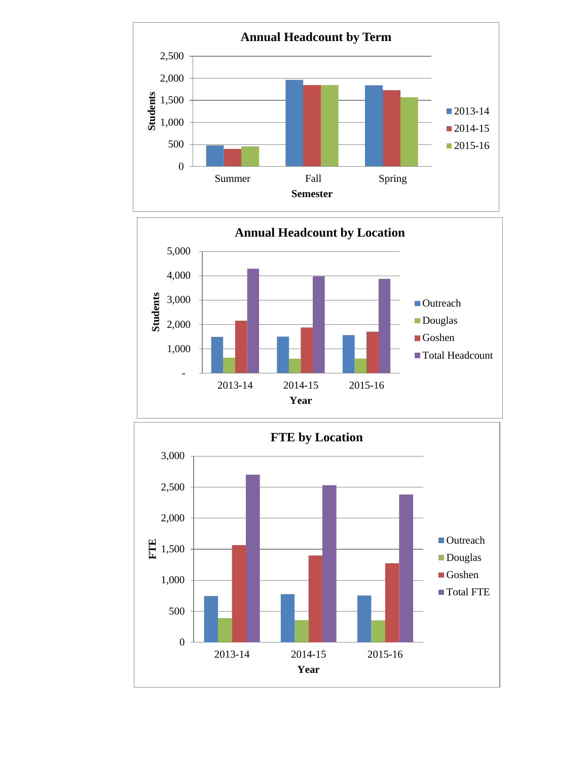**Annual Headcount by Term**

Students

2,500
2,000
1,500
1,000
500
0

Summer
Fall
Spring

Semester

2013-14
2014-15
2015-16

**Annual Headcount by Location**

Students

5,000
4,000
3,000
2,000
1,000
-

2013-14
2014-15
2015-16

Year

Outreach
Douglas
Goshen
Total Headcount

**FTE by Location**

FTE

3,000
2,500
2,000
1,500
1,000
500
0

2013-14
2014-15
2015-16

Year

Outreach
Douglas
Goshen
Total FTE